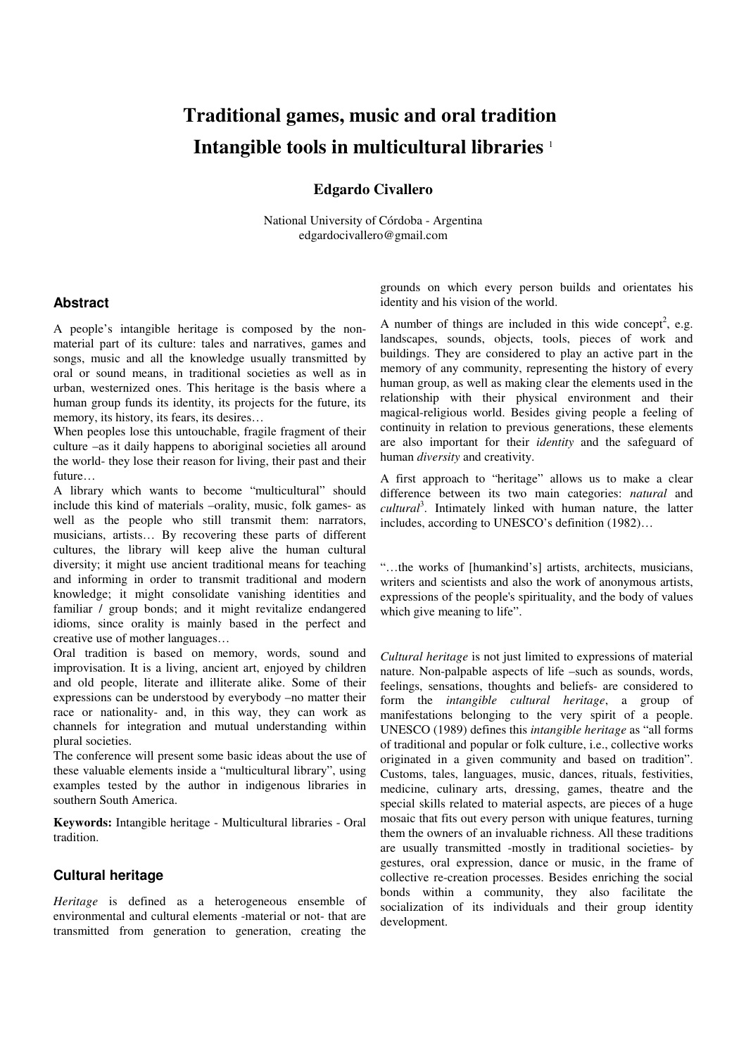# Traditional games, music and oral tradition Intangible tools in multicultural libraries [1]

**Edgardo Civallero**

National University of Córdoba - Argentina
edgardocivallero@gmail.com

## Abstract

A people's intangible heritage is composed by the non-material part of its culture: tales and narratives, games and songs, music and all the knowledge usually transmitted by oral or sound means, in traditional societies as well as in urban, westernized ones. This heritage is the basis where a human group funds its identity, its projects for the future, its memory, its history, its fears, its desires…

When peoples lose this untouchable, fragile fragment of their culture –as it daily happens to aboriginal societies all around the world- they lose their reason for living, their past and their future…

A library which wants to become "multicultural" should include this kind of materials –orality, music, folk games- as well as the people who still transmit them: narrators, musicians, artists… By recovering these parts of different cultures, the library will keep alive the human cultural diversity; it might use ancient traditional means for teaching and informing in order to transmit traditional and modern knowledge; it might consolidate vanishing identities and familiar / group bonds; and it might revitalize endangered idioms, since orality is mainly based in the perfect and creative use of mother languages…

Oral tradition is based on memory, words, sound and improvisation. It is a living, ancient art, enjoyed by children and old people, literate and illiterate alike. Some of their expressions can be understood by everybody –no matter their race or nationality- and, in this way, they can work as channels for integration and mutual understanding within plural societies.

The conference will present some basic ideas about the use of these valuable elements inside a "multicultural library", using examples tested by the author in indigenous libraries in southern South America.

**Keywords:** Intangible heritage - Multicultural libraries - Oral tradition.

## Cultural heritage

*Heritage* is defined as a heterogeneous ensemble of environmental and cultural elements -material or not- that are transmitted from generation to generation, creating the grounds on which every person builds and orientates his identity and his vision of the world.

A number of things are included in this wide concept[2], e.g. landscapes, sounds, objects, tools, pieces of work and buildings. They are considered to play an active part in the memory of any community, representing the history of every human group, as well as making clear the elements used in the relationship with their physical environment and their magical-religious world. Besides giving people a feeling of continuity in relation to previous generations, these elements are also important for their *identity* and the safeguard of human *diversity* and creativity.

A first approach to "heritage" allows us to make a clear difference between its two main categories: *natural* and *cultural*[3]. Intimately linked with human nature, the latter includes, according to UNESCO's definition (1982)…

"…the works of [humankind's] artists, architects, musicians, writers and scientists and also the work of anonymous artists, expressions of the people's spirituality, and the body of values which give meaning to life".

*Cultural heritage* is not just limited to expressions of material nature. Non-palpable aspects of life –such as sounds, words, feelings, sensations, thoughts and beliefs- are considered to form the *intangible cultural heritage*, a group of manifestations belonging to the very spirit of a people. UNESCO (1989) defines this *intangible heritage* as "all forms of traditional and popular or folk culture, i.e., collective works originated in a given community and based on tradition". Customs, tales, languages, music, dances, rituals, festivities, medicine, culinary arts, dressing, games, theatre and the special skills related to material aspects, are pieces of a huge mosaic that fits out every person with unique features, turning them the owners of an invaluable richness. All these traditions are usually transmitted -mostly in traditional societies- by gestures, oral expression, dance or music, in the frame of collective re-creation processes. Besides enriching the social bonds within a community, they also facilitate the socialization of its individuals and their group identity development.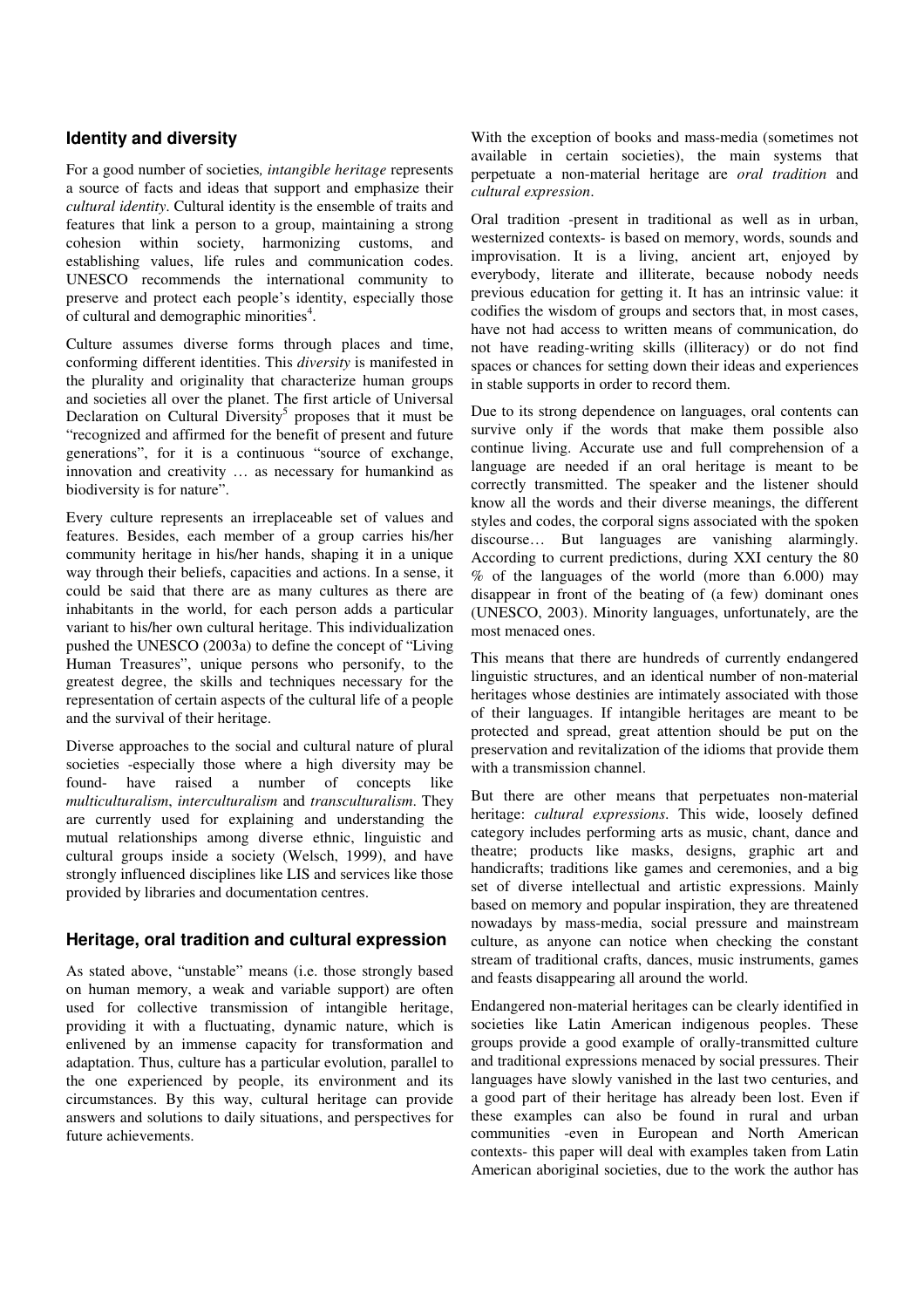## Identity and diversity

For a good number of societies*, intangible heritage* represents a source of facts and ideas that support and emphasize their *cultural identity*. Cultural identity is the ensemble of traits and features that link a person to a group, maintaining a strong cohesion within society, harmonizing customs, and establishing values, life rules and communication codes. UNESCO recommends the international community to preserve and protect each people's identity, especially those of cultural and demographic minorities[4].

Culture assumes diverse forms through places and time, conforming different identities. This *diversity* is manifested in the plurality and originality that characterize human groups and societies all over the planet. The first article of Universal Declaration on Cultural Diversity[5] proposes that it must be "recognized and affirmed for the benefit of present and future generations", for it is a continuous "source of exchange, innovation and creativity … as necessary for humankind as biodiversity is for nature".

Every culture represents an irreplaceable set of values and features. Besides, each member of a group carries his/her community heritage in his/her hands, shaping it in a unique way through their beliefs, capacities and actions. In a sense, it could be said that there are as many cultures as there are inhabitants in the world, for each person adds a particular variant to his/her own cultural heritage. This individualization pushed the UNESCO (2003a) to define the concept of "Living Human Treasures", unique persons who personify, to the greatest degree, the skills and techniques necessary for the representation of certain aspects of the cultural life of a people and the survival of their heritage.

Diverse approaches to the social and cultural nature of plural societies -especially those where a high diversity may be found- have raised a number of concepts like *multiculturalism*, *interculturalism* and *transculturalism*. They are currently used for explaining and understanding the mutual relationships among diverse ethnic, linguistic and cultural groups inside a society (Welsch, 1999), and have strongly influenced disciplines like LIS and services like those provided by libraries and documentation centres.

## Heritage, oral tradition and cultural expression

As stated above, "unstable" means (i.e. those strongly based on human memory, a weak and variable support) are often used for collective transmission of intangible heritage, providing it with a fluctuating, dynamic nature, which is enlivened by an immense capacity for transformation and adaptation. Thus, culture has a particular evolution, parallel to the one experienced by people, its environment and its circumstances. By this way, cultural heritage can provide answers and solutions to daily situations, and perspectives for future achievements.

With the exception of books and mass-media (sometimes not available in certain societies), the main systems that perpetuate a non-material heritage are *oral tradition* and *cultural expression*.

Oral tradition -present in traditional as well as in urban, westernized contexts- is based on memory, words, sounds and improvisation. It is a living, ancient art, enjoyed by everybody, literate and illiterate, because nobody needs previous education for getting it. It has an intrinsic value: it codifies the wisdom of groups and sectors that, in most cases, have not had access to written means of communication, do not have reading-writing skills (illiteracy) or do not find spaces or chances for setting down their ideas and experiences in stable supports in order to record them.

Due to its strong dependence on languages, oral contents can survive only if the words that make them possible also continue living. Accurate use and full comprehension of a language are needed if an oral heritage is meant to be correctly transmitted. The speaker and the listener should know all the words and their diverse meanings, the different styles and codes, the corporal signs associated with the spoken discourse… But languages are vanishing alarmingly. According to current predictions, during XXI century the 80 % of the languages of the world (more than 6.000) may disappear in front of the beating of (a few) dominant ones (UNESCO, 2003). Minority languages, unfortunately, are the most menaced ones.

This means that there are hundreds of currently endangered linguistic structures, and an identical number of non-material heritages whose destinies are intimately associated with those of their languages. If intangible heritages are meant to be protected and spread, great attention should be put on the preservation and revitalization of the idioms that provide them with a transmission channel.

But there are other means that perpetuates non-material heritage: *cultural expressions*. This wide, loosely defined category includes performing arts as music, chant, dance and theatre; products like masks, designs, graphic art and handicrafts; traditions like games and ceremonies, and a big set of diverse intellectual and artistic expressions. Mainly based on memory and popular inspiration, they are threatened nowadays by mass-media, social pressure and mainstream culture, as anyone can notice when checking the constant stream of traditional crafts, dances, music instruments, games and feasts disappearing all around the world.

Endangered non-material heritages can be clearly identified in societies like Latin American indigenous peoples. These groups provide a good example of orally-transmitted culture and traditional expressions menaced by social pressures. Their languages have slowly vanished in the last two centuries, and a good part of their heritage has already been lost. Even if these examples can also be found in rural and urban communities -even in European and North American contexts- this paper will deal with examples taken from Latin American aboriginal societies, due to the work the author has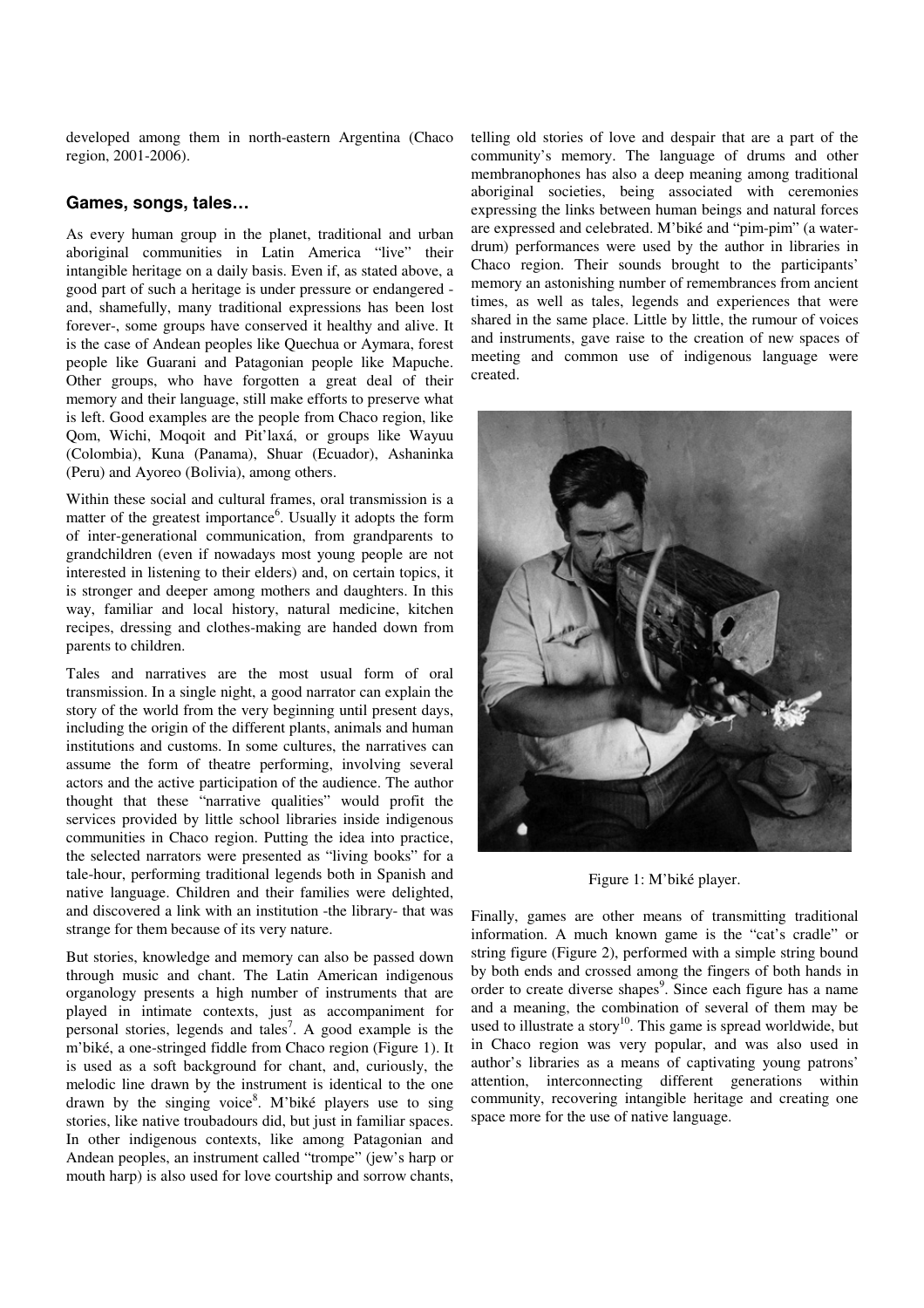developed among them in north-eastern Argentina (Chaco region, 2001-2006).

### Games, songs, tales…

As every human group in the planet, traditional and urban aboriginal communities in Latin America "live" their intangible heritage on a daily basis. Even if, as stated above, a good part of such a heritage is under pressure or endangered - and, shamefully, many traditional expressions has been lost forever-, some groups have conserved it healthy and alive. It is the case of Andean peoples like Quechua or Aymara, forest people like Guarani and Patagonian people like Mapuche. Other groups, who have forgotten a great deal of their memory and their language, still make efforts to preserve what is left. Good examples are the people from Chaco region, like Qom, Wichi, Moqoit and Pit'laxá, or groups like Wayuu (Colombia), Kuna (Panama), Shuar (Ecuador), Ashaninka (Peru) and Ayoreo (Bolivia), among others.

Within these social and cultural frames, oral transmission is a matter of the greatest importance[6]. Usually it adopts the form of inter-generational communication, from grandparents to grandchildren (even if nowadays most young people are not interested in listening to their elders) and, on certain topics, it is stronger and deeper among mothers and daughters. In this way, familiar and local history, natural medicine, kitchen recipes, dressing and clothes-making are handed down from parents to children.

Tales and narratives are the most usual form of oral transmission. In a single night, a good narrator can explain the story of the world from the very beginning until present days, including the origin of the different plants, animals and human institutions and customs. In some cultures, the narratives can assume the form of theatre performing, involving several actors and the active participation of the audience. The author thought that these "narrative qualities" would profit the services provided by little school libraries inside indigenous communities in Chaco region. Putting the idea into practice, the selected narrators were presented as "living books" for a tale-hour, performing traditional legends both in Spanish and native language. Children and their families were delighted, and discovered a link with an institution -the library- that was strange for them because of its very nature.

But stories, knowledge and memory can also be passed down through music and chant. The Latin American indigenous organology presents a high number of instruments that are played in intimate contexts, just as accompaniment for personal stories, legends and tales[7]. A good example is the m'biké, a one-stringed fiddle from Chaco region (Figure 1). It is used as a soft background for chant, and, curiously, the melodic line drawn by the instrument is identical to the one drawn by the singing voice[8]. M'biké players use to sing stories, like native troubadours did, but just in familiar spaces. In other indigenous contexts, like among Patagonian and Andean peoples, an instrument called "trompe" (jew's harp or mouth harp) is also used for love courtship and sorrow chants, telling old stories of love and despair that are a part of the community's memory. The language of drums and other membranophones has also a deep meaning among traditional aboriginal societies, being associated with ceremonies expressing the links between human beings and natural forces are expressed and celebrated. M'biké and "pim-pim" (a water-drum) performances were used by the author in libraries in Chaco region. Their sounds brought to the participants' memory an astonishing number of remembrances from ancient times, as well as tales, legends and experiences that were shared in the same place. Little by little, the rumour of voices and instruments, gave raise to the creation of new spaces of meeting and common use of indigenous language were created.

Figure 1: M'biké player.

Finally, games are other means of transmitting traditional information. A much known game is the "cat's cradle" or string figure (Figure 2), performed with a simple string bound by both ends and crossed among the fingers of both hands in order to create diverse shapes[9]. Since each figure has a name and a meaning, the combination of several of them may be used to illustrate a story[10]. This game is spread worldwide, but in Chaco region was very popular, and was also used in author's libraries as a means of captivating young patrons' attention, interconnecting different generations within community, recovering intangible heritage and creating one space more for the use of native language.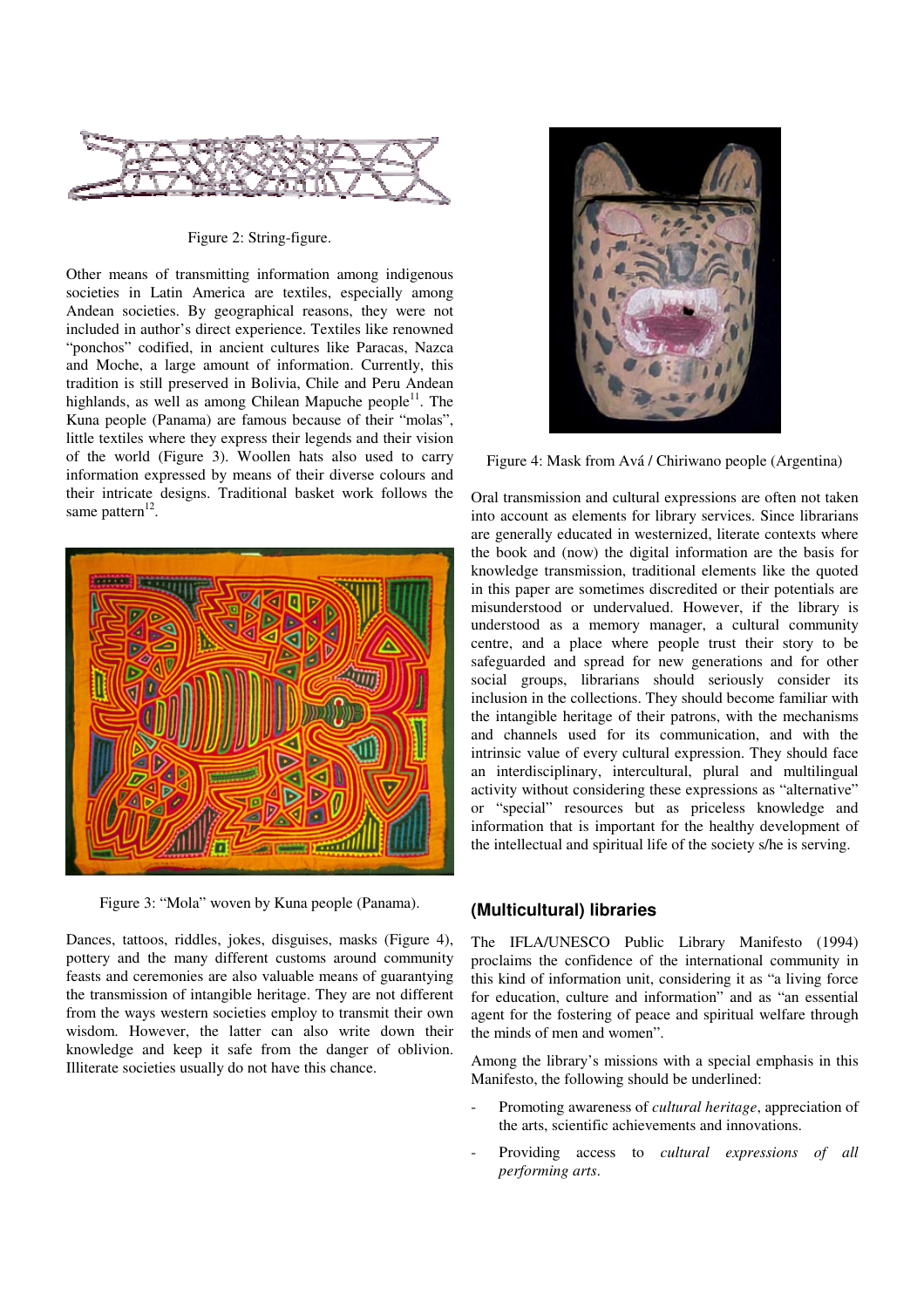Figure 2: String-figure.

Other means of transmitting information among indigenous societies in Latin America are textiles, especially among Andean societies. By geographical reasons, they were not included in author's direct experience. Textiles like renowned "ponchos" codified, in ancient cultures like Paracas, Nazca and Moche, a large amount of information. Currently, this tradition is still preserved in Bolivia, Chile and Peru Andean highlands, as well as among Chilean Mapuche people[11]. The Kuna people (Panama) are famous because of their "molas", little textiles where they express their legends and their vision of the world (Figure 3). Woollen hats also used to carry information expressed by means of their diverse colours and their intricate designs. Traditional basket work follows the same pattern[12].

Figure 3: "Mola" woven by Kuna people (Panama).

Dances, tattoos, riddles, jokes, disguises, masks (Figure 4), pottery and the many different customs around community feasts and ceremonies are also valuable means of guarantying the transmission of intangible heritage. They are not different from the ways western societies employ to transmit their own wisdom. However, the latter can also write down their knowledge and keep it safe from the danger of oblivion. Illiterate societies usually do not have this chance.

Figure 4: Mask from Avá / Chiriwano people (Argentina)

Oral transmission and cultural expressions are often not taken into account as elements for library services. Since librarians are generally educated in westernized, literate contexts where the book and (now) the digital information are the basis for knowledge transmission, traditional elements like the quoted in this paper are sometimes discredited or their potentials are misunderstood or undervalued. However, if the library is understood as a memory manager, a cultural community centre, and a place where people trust their story to be safeguarded and spread for new generations and for other social groups, librarians should seriously consider its inclusion in the collections. They should become familiar with the intangible heritage of their patrons, with the mechanisms and channels used for its communication, and with the intrinsic value of every cultural expression. They should face an interdisciplinary, intercultural, plural and multilingual activity without considering these expressions as "alternative" or "special" resources but as priceless knowledge and information that is important for the healthy development of the intellectual and spiritual life of the society s/he is serving.

## (Multicultural) libraries

The IFLA/UNESCO Public Library Manifesto (1994) proclaims the confidence of the international community in this kind of information unit, considering it as "a living force for education, culture and information" and as "an essential agent for the fostering of peace and spiritual welfare through the minds of men and women".

Among the library's missions with a special emphasis in this Manifesto, the following should be underlined:

- Promoting awareness of *cultural heritage*, appreciation of the arts, scientific achievements and innovations.
- Providing access to *cultural expressions of all performing arts*.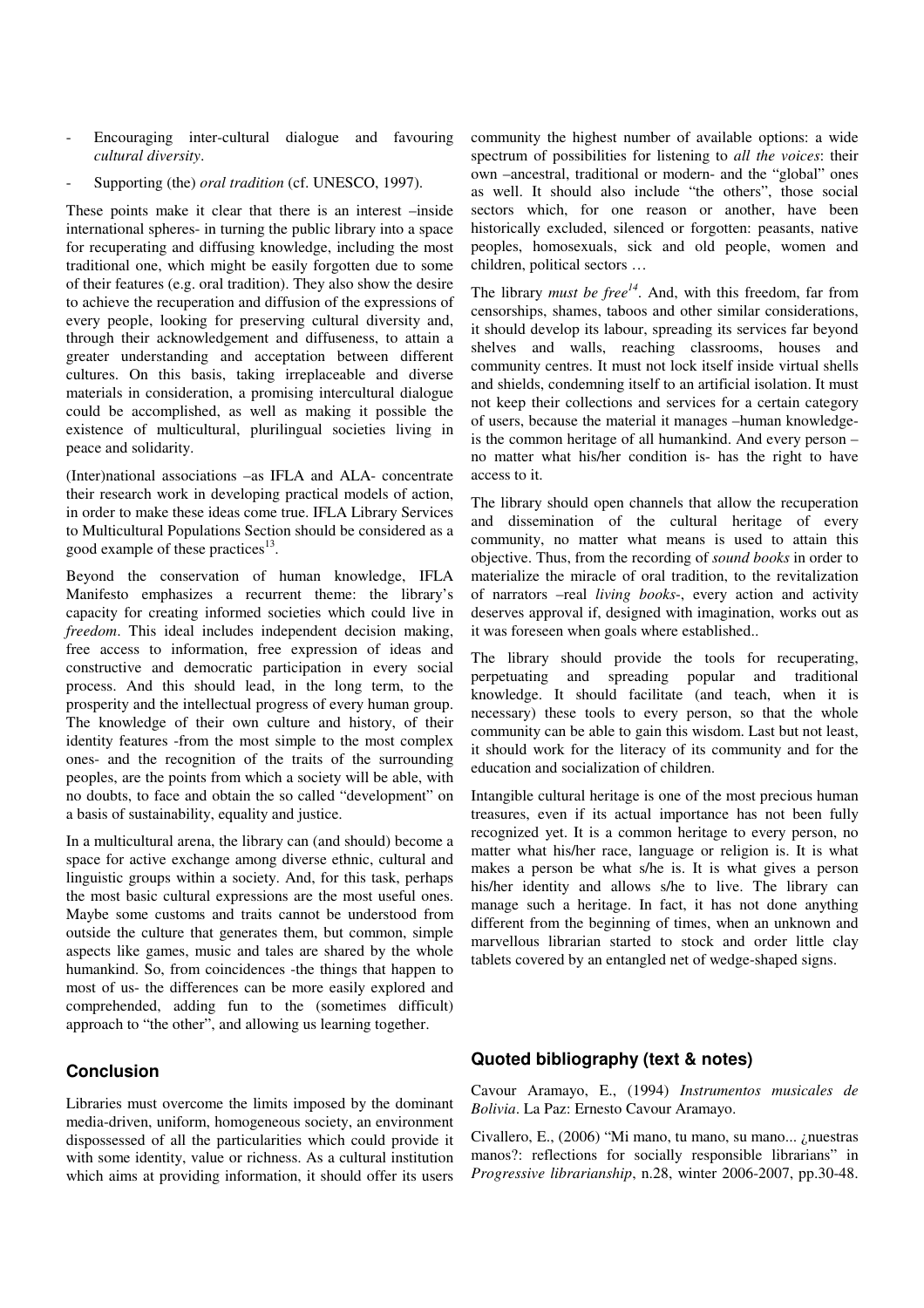- Encouraging inter-cultural dialogue and favouring *cultural diversity*.
- Supporting (the) *oral tradition* (cf. UNESCO, 1997).

These points make it clear that there is an interest –inside international spheres- in turning the public library into a space for recuperating and diffusing knowledge, including the most traditional one, which might be easily forgotten due to some of their features (e.g. oral tradition). They also show the desire to achieve the recuperation and diffusion of the expressions of every people, looking for preserving cultural diversity and, through their acknowledgement and diffuseness, to attain a greater understanding and acceptation between different cultures. On this basis, taking irreplaceable and diverse materials in consideration, a promising intercultural dialogue could be accomplished, as well as making it possible the existence of multicultural, plurilingual societies living in peace and solidarity.

(Inter)national associations –as IFLA and ALA- concentrate their research work in developing practical models of action, in order to make these ideas come true. IFLA Library Services to Multicultural Populations Section should be considered as a good example of these practices[13].

Beyond the conservation of human knowledge, IFLA Manifesto emphasizes a recurrent theme: the library's capacity for creating informed societies which could live in *freedom*. This ideal includes independent decision making, free access to information, free expression of ideas and constructive and democratic participation in every social process. And this should lead, in the long term, to the prosperity and the intellectual progress of every human group. The knowledge of their own culture and history, of their identity features -from the most simple to the most complex ones- and the recognition of the traits of the surrounding peoples, are the points from which a society will be able, with no doubts, to face and obtain the so called "development" on a basis of sustainability, equality and justice.

In a multicultural arena, the library can (and should) become a space for active exchange among diverse ethnic, cultural and linguistic groups within a society. And, for this task, perhaps the most basic cultural expressions are the most useful ones. Maybe some customs and traits cannot be understood from outside the culture that generates them, but common, simple aspects like games, music and tales are shared by the whole humankind. So, from coincidences -the things that happen to most of us- the differences can be more easily explored and comprehended, adding fun to the (sometimes difficult) approach to "the other", and allowing us learning together.

## Conclusion

Libraries must overcome the limits imposed by the dominant media-driven, uniform, homogeneous society, an environment dispossessed of all the particularities which could provide it with some identity, value or richness. As a cultural institution which aims at providing information, it should offer its users community the highest number of available options: a wide spectrum of possibilities for listening to *all the voices*: their own –ancestral, traditional or modern- and the "global" ones as well. It should also include "the others", those social sectors which, for one reason or another, have been historically excluded, silenced or forgotten: peasants, native peoples, homosexuals, sick and old people, women and children, political sectors …

The library *must be free*[14]. And, with this freedom, far from censorships, shames, taboos and other similar considerations, it should develop its labour, spreading its services far beyond shelves and walls, reaching classrooms, houses and community centres. It must not lock itself inside virtual shells and shields, condemning itself to an artificial isolation. It must not keep their collections and services for a certain category of users, because the material it manages –human knowledge- is the common heritage of all humankind. And every person –no matter what his/her condition is- has the right to have access to it.

The library should open channels that allow the recuperation and dissemination of the cultural heritage of every community, no matter what means is used to attain this objective. Thus, from the recording of *sound books* in order to materialize the miracle of oral tradition, to the revitalization of narrators –real *living books*-, every action and activity deserves approval if, designed with imagination, works out as it was foreseen when goals where established..

The library should provide the tools for recuperating, perpetuating and spreading popular and traditional knowledge. It should facilitate (and teach, when it is necessary) these tools to every person, so that the whole community can be able to gain this wisdom. Last but not least, it should work for the literacy of its community and for the education and socialization of children.

Intangible cultural heritage is one of the most precious human treasures, even if its actual importance has not been fully recognized yet. It is a common heritage to every person, no matter what his/her race, language or religion is. It is what makes a person be what s/he is. It is what gives a person his/her identity and allows s/he to live. The library can manage such a heritage. In fact, it has not done anything different from the beginning of times, when an unknown and marvellous librarian started to stock and order little clay tablets covered by an entangled net of wedge-shaped signs.

## Quoted bibliography (text & notes)

Cavour Aramayo, E., (1994) *Instrumentos musicales de Bolivia*. La Paz: Ernesto Cavour Aramayo.

Civallero, E., (2006) "Mi mano, tu mano, su mano... ¿nuestras manos?: reflections for socially responsible librarians" in *Progressive librarianship*, n.28, winter 2006-2007, pp.30-48.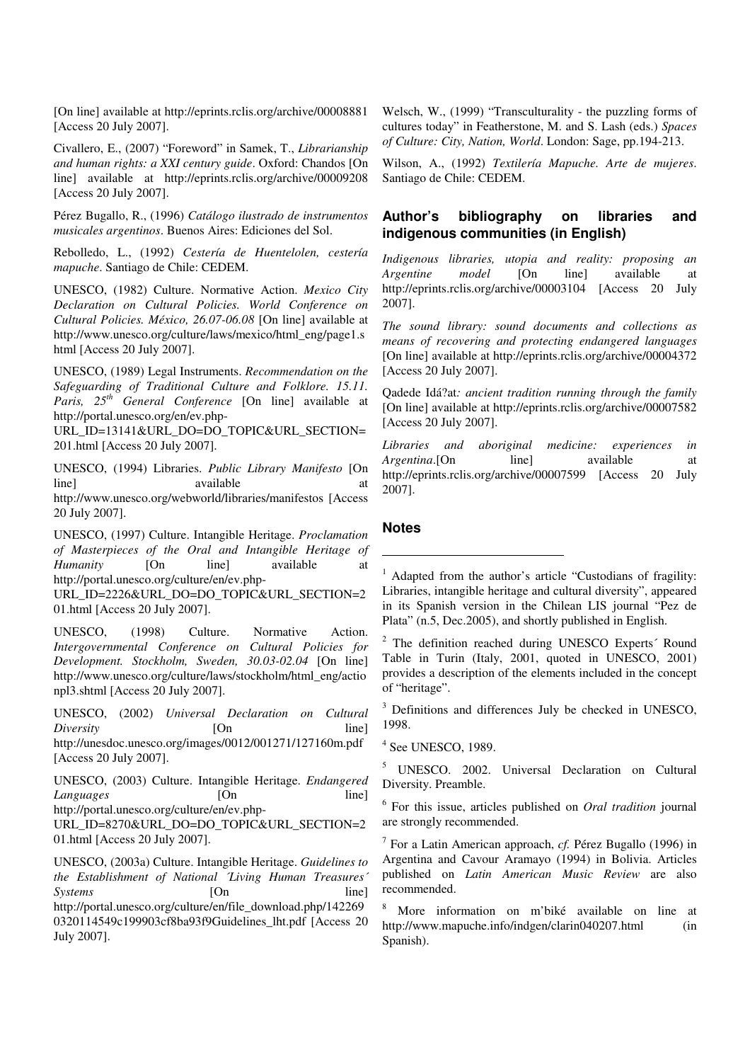[On line] available at http://eprints.rclis.org/archive/00008881 [Access 20 July 2007].

Civallero, E., (2007) "Foreword" in Samek, T., *Librarianship and human rights: a XXI century guide*. Oxford: Chandos [On line] available at http://eprints.rclis.org/archive/00009208 [Access 20 July 2007].

Pérez Bugallo, R., (1996) *Catálogo ilustrado de instrumentos musicales argentinos*. Buenos Aires: Ediciones del Sol.

Rebolledo, L., (1992) *Cestería de Huentelolen, cestería mapuche*. Santiago de Chile: CEDEM.

UNESCO, (1982) Culture. Normative Action. *Mexico City Declaration on Cultural Policies. World Conference on Cultural Policies. México, 26.07-06.08* [On line] available at http://www.unesco.org/culture/laws/mexico/html_eng/page1.shtml [Access 20 July 2007].

UNESCO, (1989) Legal Instruments. *Recommendation on the Safeguarding of Traditional Culture and Folklore. 15.11. Paris, 25th General Conference* [On line] available at http://portal.unesco.org/en/ev.php-URL_ID=13141&URL_DO=DO_TOPIC&URL_SECTION=201.html [Access 20 July 2007].

UNESCO, (1994) Libraries. *Public Library Manifesto* [On line] available at http://www.unesco.org/webworld/libraries/manifestos [Access 20 July 2007].

UNESCO, (1997) Culture. Intangible Heritage. *Proclamation of Masterpieces of the Oral and Intangible Heritage of Humanity* [On line] available at http://portal.unesco.org/culture/en/ev.php-URL_ID=2226&URL_DO=DO_TOPIC&URL_SECTION=201.html [Access 20 July 2007].

UNESCO, (1998) Culture. Normative Action. *Intergovernmental Conference on Cultural Policies for Development. Stockholm, Sweden, 30.03-02.04* [On line] http://www.unesco.org/culture/laws/stockholm/html_eng/actionpl3.shtml [Access 20 July 2007].

UNESCO, (2002) *Universal Declaration on Cultural Diversity* [On line] http://unesdoc.unesco.org/images/0012/001271/127160m.pdf [Access 20 July 2007].

UNESCO, (2003) Culture. Intangible Heritage. *Endangered Languages* [On line] http://portal.unesco.org/culture/en/ev.php-URL_ID=8270&URL_DO=DO_TOPIC&URL_SECTION=201.html [Access 20 July 2007].

UNESCO, (2003a) Culture. Intangible Heritage. *Guidelines to the Establishment of National ´Living Human Treasures´ Systems* [On line] http://portal.unesco.org/culture/en/file_download.php/1422690320114549c199903cf8ba93f9Guidelines_lht.pdf [Access 20 July 2007].

Welsch, W., (1999) "Transculturality - the puzzling forms of cultures today" in Featherstone, M. and S. Lash (eds.) *Spaces of Culture: City, Nation, World*. London: Sage, pp.194-213.

Wilson, A., (1992) *Textilería Mapuche. Arte de mujeres*. Santiago de Chile: CEDEM.

## Author's bibliography on libraries and indigenous communities (in English)

*Indigenous libraries, utopia and reality: proposing an Argentine model* [On line] available at http://eprints.rclis.org/archive/00003104 [Access 20 July 2007].

*The sound library: sound documents and collections as means of recovering and protecting endangered languages* [On line] available at http://eprints.rclis.org/archive/00004372 [Access 20 July 2007].

Qadede Idá?at*: ancient tradition running through the family* [On line] available at http://eprints.rclis.org/archive/00007582 [Access 20 July 2007].

*Libraries and aboriginal medicine: experiences in Argentina*.[On line] available at http://eprints.rclis.org/archive/00007599 [Access 20 July 2007].

## Notes

[1] Adapted from the author's article "Custodians of fragility: Libraries, intangible heritage and cultural diversity", appeared in its Spanish version in the Chilean LIS journal "Pez de Plata" (n.5, Dec.2005), and shortly published in English.

[2] The definition reached during UNESCO Experts´ Round Table in Turin (Italy, 2001, quoted in UNESCO, 2001) provides a description of the elements included in the concept of "heritage".

[3] Definitions and differences July be checked in UNESCO, 1998.

[4] See UNESCO, 1989.

[5] UNESCO. 2002. Universal Declaration on Cultural Diversity. Preamble.

[6] For this issue, articles published on *Oral tradition* journal are strongly recommended.

[7] For a Latin American approach, *cf.* Pérez Bugallo (1996) in Argentina and Cavour Aramayo (1994) in Bolivia. Articles published on *Latin American Music Review* are also recommended.

[8] More information on m'biké available on line at http://www.mapuche.info/indgen/clarin040207.html (in Spanish).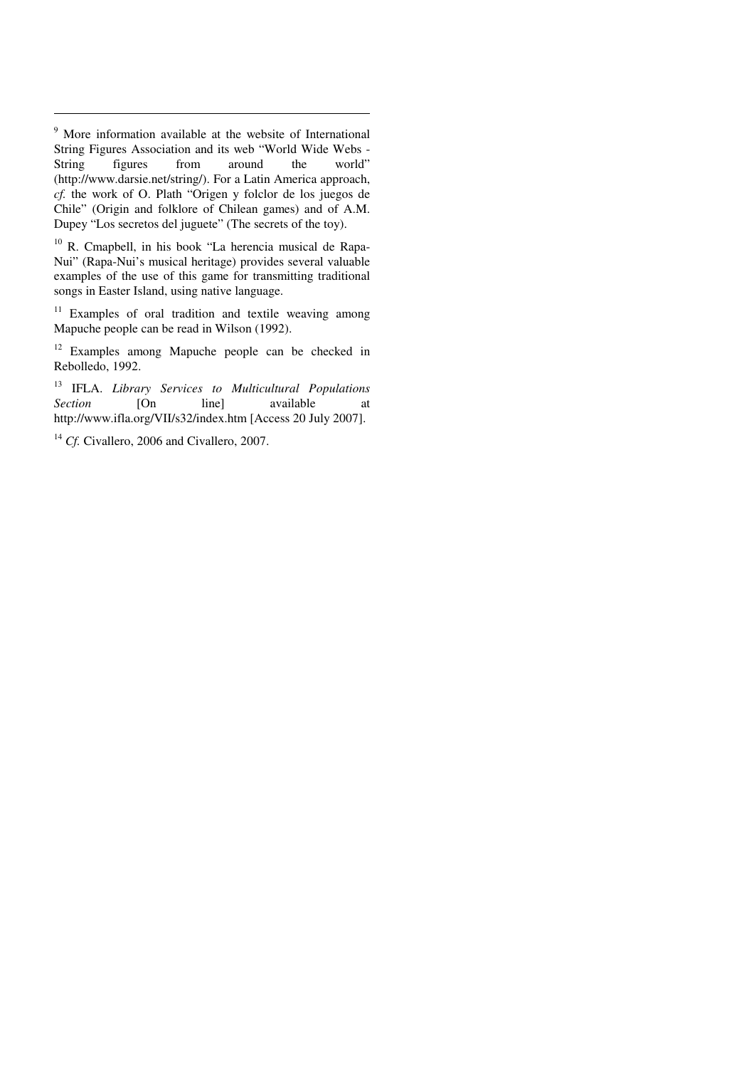[9] More information available at the website of International String Figures Association and its web "World Wide Webs - String figures from around the world" (http://www.darsie.net/string/). For a Latin America approach, *cf.* the work of O. Plath "Origen y folclor de los juegos de Chile" (Origin and folklore of Chilean games) and of A.M. Dupey "Los secretos del juguete" (The secrets of the toy).

[10] R. Cmapbell, in his book "La herencia musical de Rapa-Nui" (Rapa-Nui's musical heritage) provides several valuable examples of the use of this game for transmitting traditional songs in Easter Island, using native language.

[11] Examples of oral tradition and textile weaving among Mapuche people can be read in Wilson (1992).

[12] Examples among Mapuche people can be checked in Rebolledo, 1992.

[13] IFLA. *Library Services to Multicultural Populations Section* [On line] available at http://www.ifla.org/VII/s32/index.htm [Access 20 July 2007].

[14] *Cf.* Civallero, 2006 and Civallero, 2007.